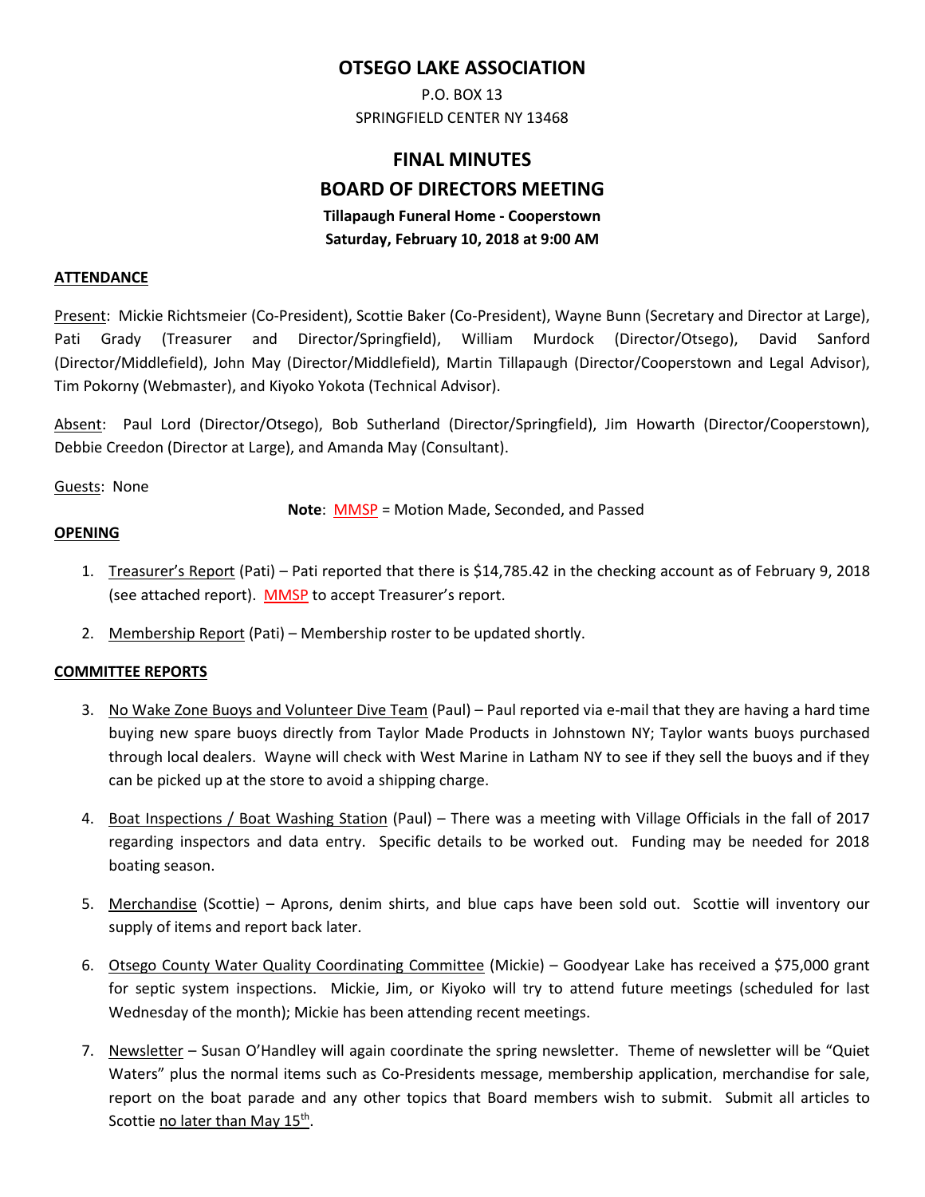# OTSEGO LAKE ASSOCIATION

P.O. BOX 13
SPRINGFIELD CENTER NY 13468

# FINAL MINUTES
# BOARD OF DIRECTORS MEETING

**Tillapaugh Funeral Home - Cooperstown**
**Saturday, February 10, 2018 at 9:00 AM**

## ATTENDANCE

Present: Mickie Richtsmeier (Co-President), Scottie Baker (Co-President), Wayne Bunn (Secretary and Director at Large), Pati Grady (Treasurer and Director/Springfield), William Murdock (Director/Otsego), David Sanford (Director/Middlefield), John May (Director/Middlefield), Martin Tillapaugh (Director/Cooperstown and Legal Advisor), Tim Pokorny (Webmaster), and Kiyoko Yokota (Technical Advisor).

Absent: Paul Lord (Director/Otsego), Bob Sutherland (Director/Springfield), Jim Howarth (Director/Cooperstown), Debbie Creedon (Director at Large), and Amanda May (Consultant).

Guests: None

**Note**: MMSP = Motion Made, Seconded, and Passed

## OPENING

1. Treasurer's Report (Pati) – Pati reported that there is $14,785.42 in the checking account as of February 9, 2018 (see attached report). MMSP to accept Treasurer's report.

2. Membership Report (Pati) – Membership roster to be updated shortly.

## COMMITTEE REPORTS

3. No Wake Zone Buoys and Volunteer Dive Team (Paul) – Paul reported via e-mail that they are having a hard time buying new spare buoys directly from Taylor Made Products in Johnstown NY; Taylor wants buoys purchased through local dealers. Wayne will check with West Marine in Latham NY to see if they sell the buoys and if they can be picked up at the store to avoid a shipping charge.

4. Boat Inspections / Boat Washing Station (Paul) – There was a meeting with Village Officials in the fall of 2017 regarding inspectors and data entry. Specific details to be worked out. Funding may be needed for 2018 boating season.

5. Merchandise (Scottie) – Aprons, denim shirts, and blue caps have been sold out. Scottie will inventory our supply of items and report back later.

6. Otsego County Water Quality Coordinating Committee (Mickie) – Goodyear Lake has received a $75,000 grant for septic system inspections. Mickie, Jim, or Kiyoko will try to attend future meetings (scheduled for last Wednesday of the month); Mickie has been attending recent meetings.

7. Newsletter – Susan O'Handley will again coordinate the spring newsletter. Theme of newsletter will be "Quiet Waters" plus the normal items such as Co-Presidents message, membership application, merchandise for sale, report on the boat parade and any other topics that Board members wish to submit. Submit all articles to Scottie no later than May 15th.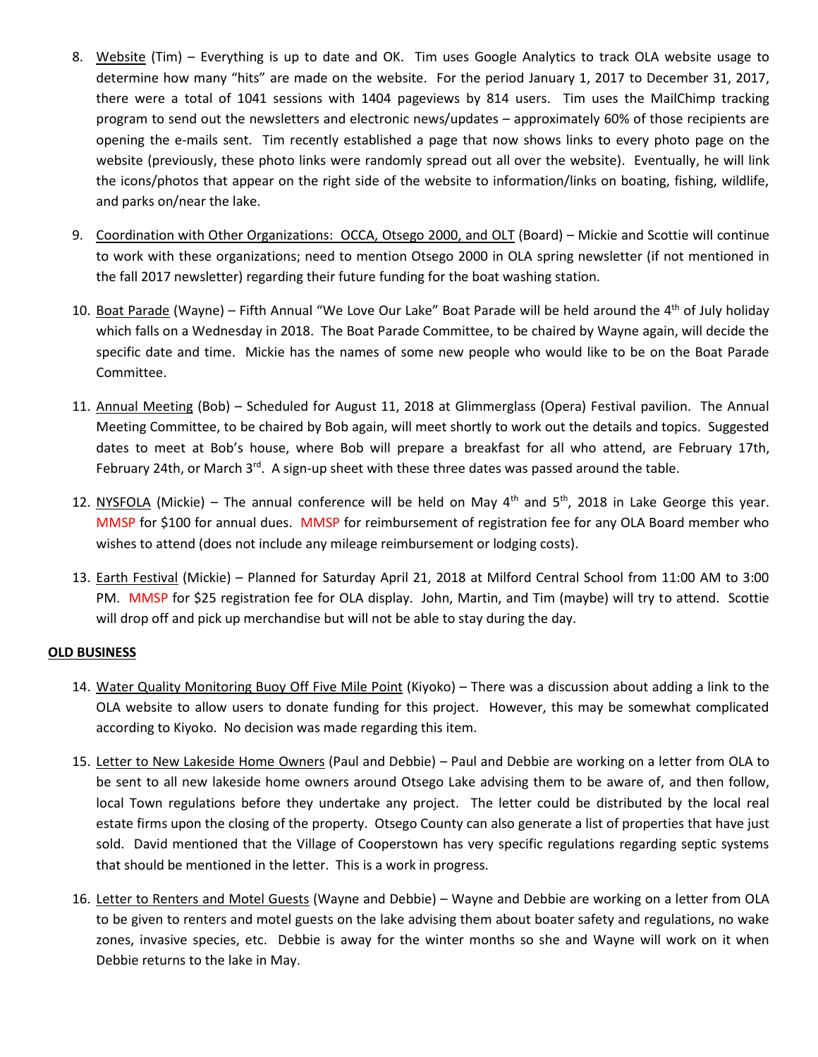8. Website (Tim) – Everything is up to date and OK. Tim uses Google Analytics to track OLA website usage to determine how many "hits" are made on the website. For the period January 1, 2017 to December 31, 2017, there were a total of 1041 sessions with 1404 pageviews by 814 users. Tim uses the MailChimp tracking program to send out the newsletters and electronic news/updates – approximately 60% of those recipients are opening the e-mails sent. Tim recently established a page that now shows links to every photo page on the website (previously, these photo links were randomly spread out all over the website). Eventually, he will link the icons/photos that appear on the right side of the website to information/links on boating, fishing, wildlife, and parks on/near the lake.

9. Coordination with Other Organizations: OCCA, Otsego 2000, and OLT (Board) – Mickie and Scottie will continue to work with these organizations; need to mention Otsego 2000 in OLA spring newsletter (if not mentioned in the fall 2017 newsletter) regarding their future funding for the boat washing station.

10. Boat Parade (Wayne) – Fifth Annual "We Love Our Lake" Boat Parade will be held around the 4th of July holiday which falls on a Wednesday in 2018. The Boat Parade Committee, to be chaired by Wayne again, will decide the specific date and time. Mickie has the names of some new people who would like to be on the Boat Parade Committee.

11. Annual Meeting (Bob) – Scheduled for August 11, 2018 at Glimmerglass (Opera) Festival pavilion. The Annual Meeting Committee, to be chaired by Bob again, will meet shortly to work out the details and topics. Suggested dates to meet at Bob's house, where Bob will prepare a breakfast for all who attend, are February 17th, February 24th, or March 3rd. A sign-up sheet with these three dates was passed around the table.

12. NYSFOLA (Mickie) – The annual conference will be held on May 4th and 5th, 2018 in Lake George this year. MMSP for $100 for annual dues. MMSP for reimbursement of registration fee for any OLA Board member who wishes to attend (does not include any mileage reimbursement or lodging costs).

13. Earth Festival (Mickie) – Planned for Saturday April 21, 2018 at Milford Central School from 11:00 AM to 3:00 PM. MMSP for $25 registration fee for OLA display. John, Martin, and Tim (maybe) will try to attend. Scottie will drop off and pick up merchandise but will not be able to stay during the day.

**OLD BUSINESS**

14. Water Quality Monitoring Buoy Off Five Mile Point (Kiyoko) – There was a discussion about adding a link to the OLA website to allow users to donate funding for this project. However, this may be somewhat complicated according to Kiyoko. No decision was made regarding this item.

15. Letter to New Lakeside Home Owners (Paul and Debbie) – Paul and Debbie are working on a letter from OLA to be sent to all new lakeside home owners around Otsego Lake advising them to be aware of, and then follow, local Town regulations before they undertake any project. The letter could be distributed by the local real estate firms upon the closing of the property. Otsego County can also generate a list of properties that have just sold. David mentioned that the Village of Cooperstown has very specific regulations regarding septic systems that should be mentioned in the letter. This is a work in progress.

16. Letter to Renters and Motel Guests (Wayne and Debbie) – Wayne and Debbie are working on a letter from OLA to be given to renters and motel guests on the lake advising them about boater safety and regulations, no wake zones, invasive species, etc. Debbie is away for the winter months so she and Wayne will work on it when Debbie returns to the lake in May.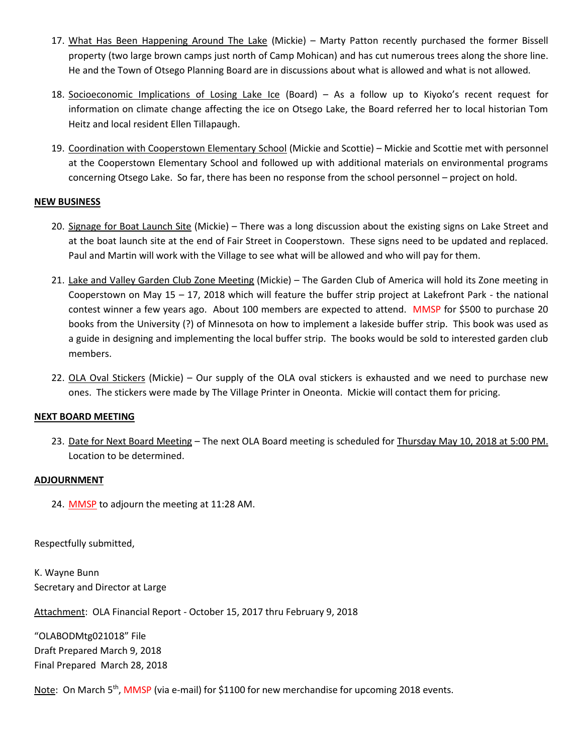17. What Has Been Happening Around The Lake (Mickie) – Marty Patton recently purchased the former Bissell property (two large brown camps just north of Camp Mohican) and has cut numerous trees along the shore line. He and the Town of Otsego Planning Board are in discussions about what is allowed and what is not allowed.

18. Socioeconomic Implications of Losing Lake Ice (Board) – As a follow up to Kiyoko's recent request for information on climate change affecting the ice on Otsego Lake, the Board referred her to local historian Tom Heitz and local resident Ellen Tillapaugh.

19. Coordination with Cooperstown Elementary School (Mickie and Scottie) – Mickie and Scottie met with personnel at the Cooperstown Elementary School and followed up with additional materials on environmental programs concerning Otsego Lake. So far, there has been no response from the school personnel – project on hold.

**NEW BUSINESS**

20. Signage for Boat Launch Site (Mickie) – There was a long discussion about the existing signs on Lake Street and at the boat launch site at the end of Fair Street in Cooperstown. These signs need to be updated and replaced. Paul and Martin will work with the Village to see what will be allowed and who will pay for them.

21. Lake and Valley Garden Club Zone Meeting (Mickie) – The Garden Club of America will hold its Zone meeting in Cooperstown on May 15 – 17, 2018 which will feature the buffer strip project at Lakefront Park - the national contest winner a few years ago. About 100 members are expected to attend. MMSP for $500 to purchase 20 books from the University (?) of Minnesota on how to implement a lakeside buffer strip. This book was used as a guide in designing and implementing the local buffer strip. The books would be sold to interested garden club members.

22. OLA Oval Stickers (Mickie) – Our supply of the OLA oval stickers is exhausted and we need to purchase new ones. The stickers were made by The Village Printer in Oneonta. Mickie will contact them for pricing.

**NEXT BOARD MEETING**

23. Date for Next Board Meeting – The next OLA Board meeting is scheduled for Thursday May 10, 2018 at 5:00 PM. Location to be determined.

**ADJOURNMENT**

24. MMSP to adjourn the meeting at 11:28 AM.

Respectfully submitted,

K. Wayne Bunn
Secretary and Director at Large

Attachment: OLA Financial Report - October 15, 2017 thru February 9, 2018

"OLABODMtg021018" File
Draft Prepared March 9, 2018
Final Prepared March 28, 2018

Note: On March 5th, MMSP (via e-mail) for $1100 for new merchandise for upcoming 2018 events.